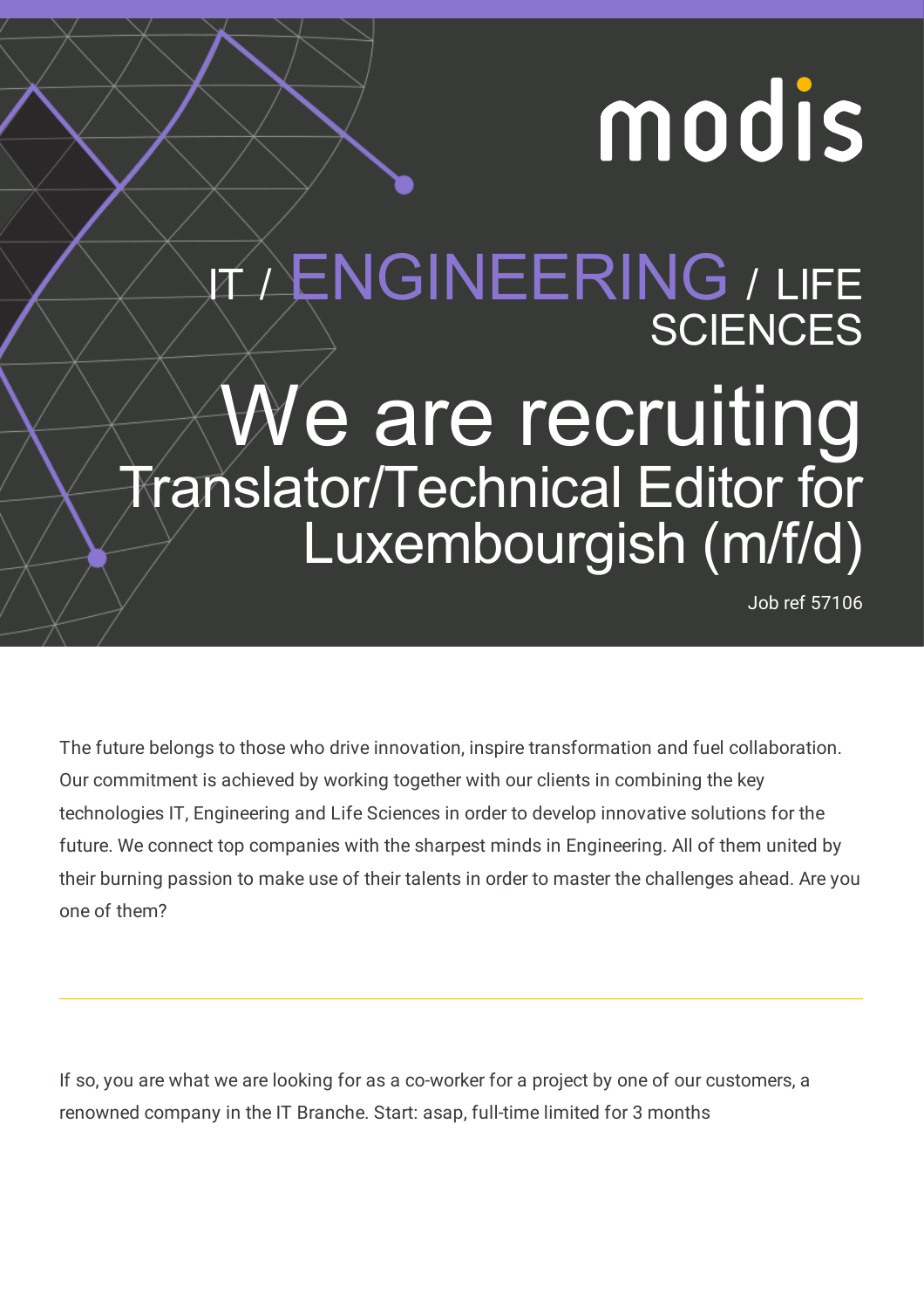modis

IT / ENGINEERING / LIFE SCIENCES

# We are recruiting

## Translator/Technical Editor for Luxembourgish (m/f/d)

Job ref 57106

The future belongs to those who drive innovation, inspire transformation and fuel collaboration. Our commitment is achieved by working together with our clients in combining the key technologies IT, Engineering and Life Sciences in order to develop innovative solutions for the future. We connect top companies with the sharpest minds in Engineering. All of them united by their burning passion to make use of their talents in order to master the challenges ahead. Are you one of them?

---

If so, you are what we are looking for as a co-worker for a project by one of our customers, a renowned company in the IT Branche. Start: asap, full-time limited for 3 months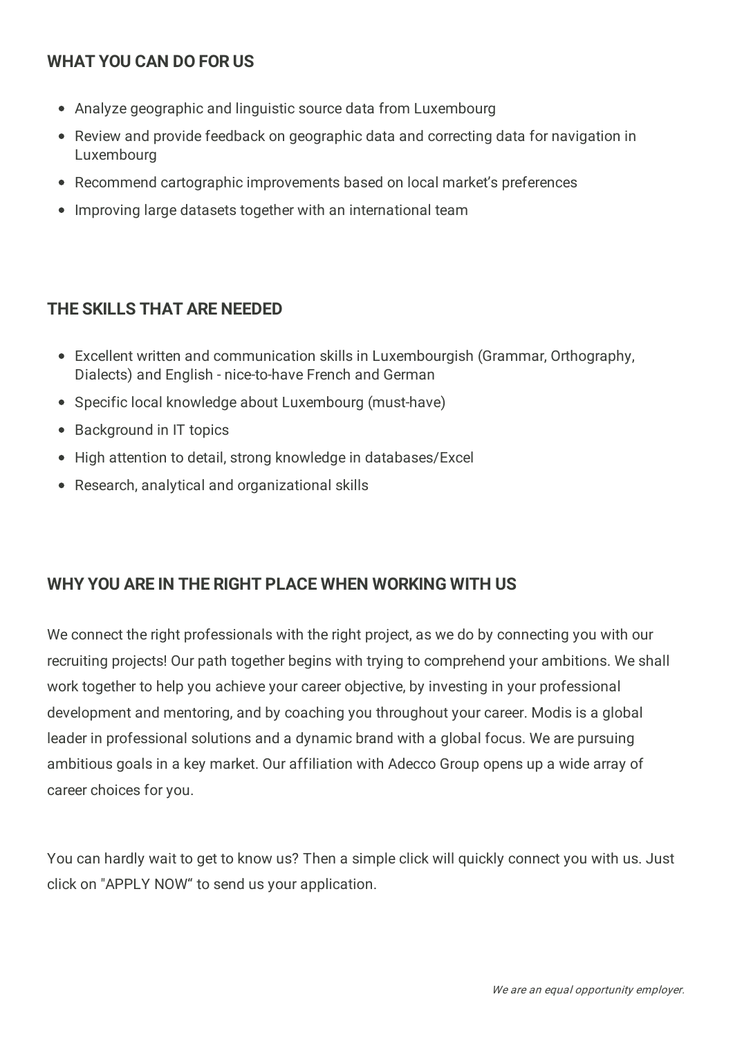## WHAT YOU CAN DO FOR US

- Analyze geographic and linguistic source data from Luxembourg
- Review and provide feedback on geographic data and correcting data for navigation in Luxembourg
- Recommend cartographic improvements based on local market's preferences
- Improving large datasets together with an international team

## THE SKILLS THAT ARE NEEDED

- Excellent written and communication skills in Luxembourgish (Grammar, Orthography, Dialects) and English - nice-to-have French and German
- Specific local knowledge about Luxembourg (must-have)
- Background in IT topics
- High attention to detail, strong knowledge in databases/Excel
- Research, analytical and organizational skills

## WHY YOU ARE IN THE RIGHT PLACE WHEN WORKING WITH US

We connect the right professionals with the right project, as we do by connecting you with our recruiting projects! Our path together begins with trying to comprehend your ambitions. We shall work together to help you achieve your career objective, by investing in your professional development and mentoring, and by coaching you throughout your career. Modis is a global leader in professional solutions and a dynamic brand with a global focus. We are pursuing ambitious goals in a key market. Our affiliation with Adecco Group opens up a wide array of career choices for you.

You can hardly wait to get to know us? Then a simple click will quickly connect you with us. Just click on "APPLY NOW“ to send us your application.

*We are an equal opportunity employer.*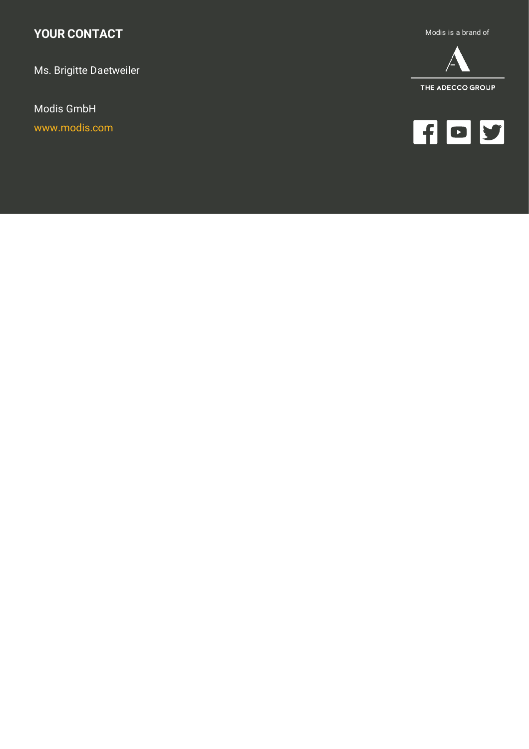## YOUR CONTACT

Ms. Brigitte Daetweiler

Modis GmbH
www.modis.com

Modis is a brand of

THE ADECCO GROUP